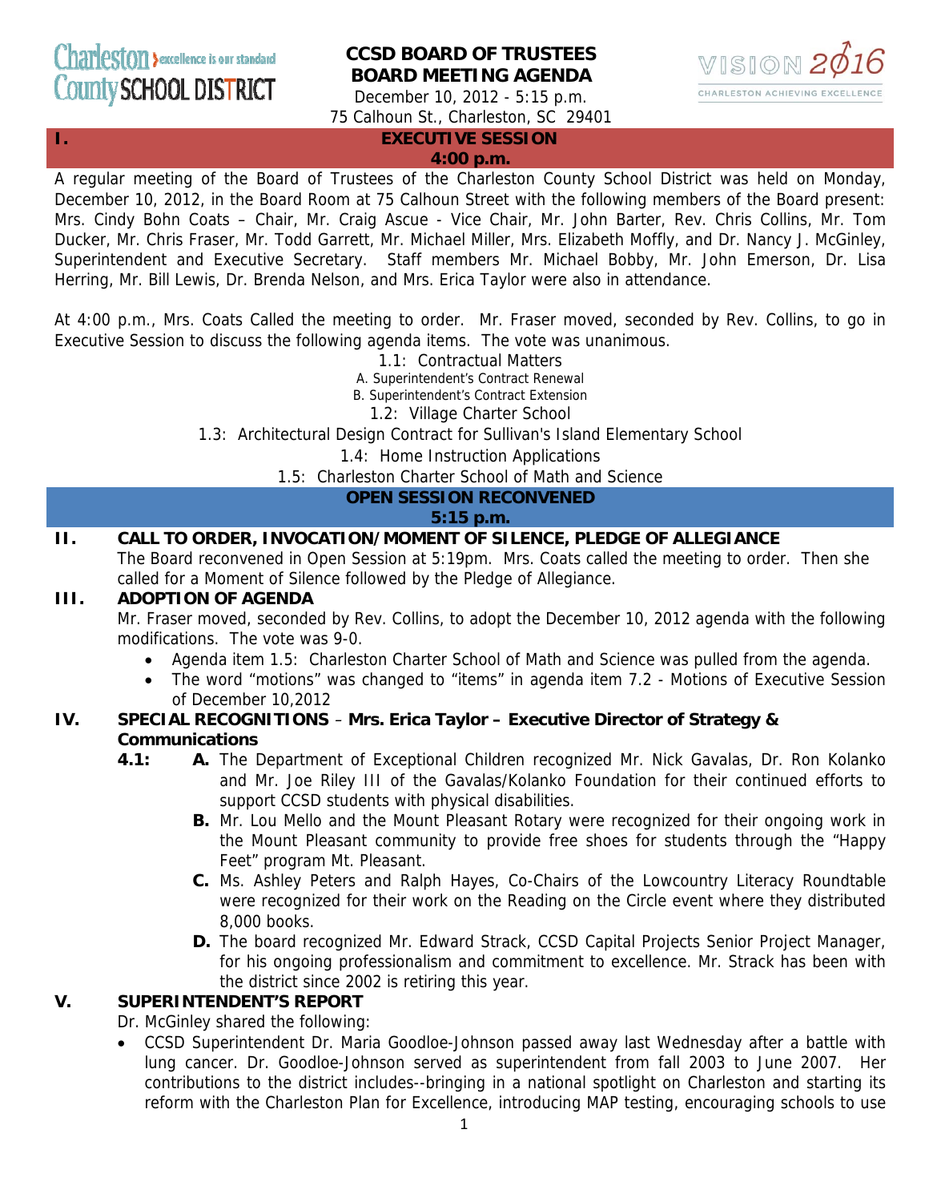Charleston County SCHOOL DISTRICT — excellence is our standard

VISION 2016 — CHARLESTON ACHIEVING EXCELLENCE

# CCSD BOARD OF TRUSTEES BOARD MEETING AGENDA

December 10, 2012 - 5:15 p.m.
75 Calhoun St., Charleston, SC 29401

## I. EXECUTIVE SESSION
**4:00 p.m.**

A regular meeting of the Board of Trustees of the Charleston County School District was held on Monday, December 10, 2012, in the Board Room at 75 Calhoun Street with the following members of the Board present: Mrs. Cindy Bohn Coats – Chair, Mr. Craig Ascue - Vice Chair, Mr. John Barter, Rev. Chris Collins, Mr. Tom Ducker, Mr. Chris Fraser, Mr. Todd Garrett, Mr. Michael Miller, Mrs. Elizabeth Moffly, and Dr. Nancy J. McGinley, Superintendent and Executive Secretary. Staff members Mr. Michael Bobby, Mr. John Emerson, Dr. Lisa Herring, Mr. Bill Lewis, Dr. Brenda Nelson, and Mrs. Erica Taylor were also in attendance.

At 4:00 p.m., Mrs. Coats Called the meeting to order. Mr. Fraser moved, seconded by Rev. Collins, to go in Executive Session to discuss the following agenda items. The vote was unanimous.

1.1: Contractual Matters
A. Superintendent's Contract Renewal
B. Superintendent's Contract Extension
1.2: Village Charter School
1.3: Architectural Design Contract for Sullivan's Island Elementary School
1.4: Home Instruction Applications
1.5: Charleston Charter School of Math and Science

## OPEN SESSION RECONVENED
**5:15 p.m.**

## II. CALL TO ORDER, INVOCATION/MOMENT OF SILENCE, PLEDGE OF ALLEGIANCE

The Board reconvened in Open Session at 5:19pm. Mrs. Coats called the meeting to order. Then she called for a Moment of Silence followed by the Pledge of Allegiance.

## III. ADOPTION OF AGENDA

Mr. Fraser moved, seconded by Rev. Collins, to adopt the December 10, 2012 agenda with the following modifications. The vote was 9-0.

- Agenda item 1.5: Charleston Charter School of Math and Science was pulled from the agenda.
- The word "motions" was changed to "items" in agenda item 7.2 - Motions of Executive Session of December 10,2012

## IV. SPECIAL RECOGNITIONS – Mrs. Erica Taylor – Executive Director of Strategy & Communications

**4.1:**

**A.** The Department of Exceptional Children recognized Mr. Nick Gavalas, Dr. Ron Kolanko and Mr. Joe Riley III of the Gavalas/Kolanko Foundation for their continued efforts to support CCSD students with physical disabilities.

**B.** Mr. Lou Mello and the Mount Pleasant Rotary were recognized for their ongoing work in the Mount Pleasant community to provide free shoes for students through the "Happy Feet" program Mt. Pleasant.

**C.** Ms. Ashley Peters and Ralph Hayes, Co-Chairs of the Lowcountry Literacy Roundtable were recognized for their work on the Reading on the Circle event where they distributed 8,000 books.

**D.** The board recognized Mr. Edward Strack, CCSD Capital Projects Senior Project Manager, for his ongoing professionalism and commitment to excellence. Mr. Strack has been with the district since 2002 is retiring this year.

## V. SUPERINTENDENT'S REPORT

Dr. McGinley shared the following:

- CCSD Superintendent Dr. Maria Goodloe-Johnson passed away last Wednesday after a battle with lung cancer. Dr. Goodloe-Johnson served as superintendent from fall 2003 to June 2007. Her contributions to the district includes--bringing in a national spotlight on Charleston and starting its reform with the Charleston Plan for Excellence, introducing MAP testing, encouraging schools to use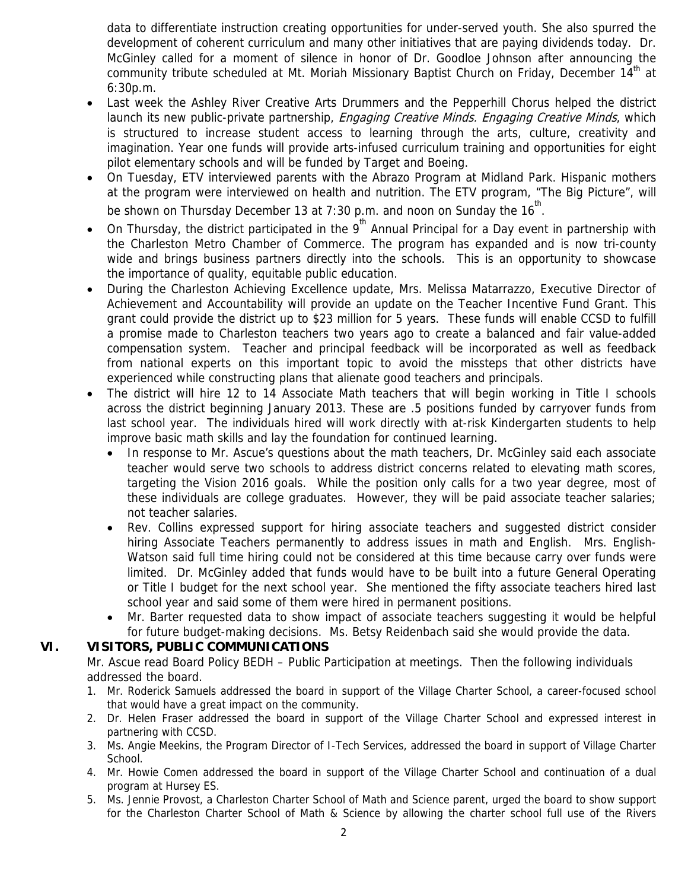data to differentiate instruction creating opportunities for under-served youth. She also spurred the development of coherent curriculum and many other initiatives that are paying dividends today. Dr. McGinley called for a moment of silence in honor of Dr. Goodloe Johnson after announcing the community tribute scheduled at Mt. Moriah Missionary Baptist Church on Friday, December 14th at 6:30p.m.

- Last week the Ashley River Creative Arts Drummers and the Pepperhill Chorus helped the district launch its new public-private partnership, *Engaging Creative Minds. Engaging Creative Minds*, which is structured to increase student access to learning through the arts, culture, creativity and imagination. Year one funds will provide arts-infused curriculum training and opportunities for eight pilot elementary schools and will be funded by Target and Boeing.
- On Tuesday, ETV interviewed parents with the Abrazo Program at Midland Park. Hispanic mothers at the program were interviewed on health and nutrition. The ETV program, "The Big Picture", will be shown on Thursday December 13 at 7:30 p.m. and noon on Sunday the 16th.
- On Thursday, the district participated in the 9th Annual Principal for a Day event in partnership with the Charleston Metro Chamber of Commerce. The program has expanded and is now tri-county wide and brings business partners directly into the schools. This is an opportunity to showcase the importance of quality, equitable public education.
- During the Charleston Achieving Excellence update, Mrs. Melissa Matarrazzo, Executive Director of Achievement and Accountability will provide an update on the Teacher Incentive Fund Grant. This grant could provide the district up to $23 million for 5 years. These funds will enable CCSD to fulfill a promise made to Charleston teachers two years ago to create a balanced and fair value-added compensation system. Teacher and principal feedback will be incorporated as well as feedback from national experts on this important topic to avoid the missteps that other districts have experienced while constructing plans that alienate good teachers and principals.
- The district will hire 12 to 14 Associate Math teachers that will begin working in Title I schools across the district beginning January 2013. These are .5 positions funded by carryover funds from last school year. The individuals hired will work directly with at-risk Kindergarten students to help improve basic math skills and lay the foundation for continued learning.
  - In response to Mr. Ascue's questions about the math teachers, Dr. McGinley said each associate teacher would serve two schools to address district concerns related to elevating math scores, targeting the Vision 2016 goals. While the position only calls for a two year degree, most of these individuals are college graduates. However, they will be paid associate teacher salaries; not teacher salaries.
  - Rev. Collins expressed support for hiring associate teachers and suggested district consider hiring Associate Teachers permanently to address issues in math and English. Mrs. English-Watson said full time hiring could not be considered at this time because carry over funds were limited. Dr. McGinley added that funds would have to be built into a future General Operating or Title I budget for the next school year. She mentioned the fifty associate teachers hired last school year and said some of them were hired in permanent positions.
  - Mr. Barter requested data to show impact of associate teachers suggesting it would be helpful for future budget-making decisions. Ms. Betsy Reidenbach said she would provide the data.

## VI. VISITORS, PUBLIC COMMUNICATIONS

Mr. Ascue read Board Policy BEDH – Public Participation at meetings. Then the following individuals addressed the board.

1. Mr. Roderick Samuels addressed the board in support of the Village Charter School, a career-focused school that would have a great impact on the community.
2. Dr. Helen Fraser addressed the board in support of the Village Charter School and expressed interest in partnering with CCSD.
3. Ms. Angie Meekins, the Program Director of I-Tech Services, addressed the board in support of Village Charter School.
4. Mr. Howie Comen addressed the board in support of the Village Charter School and continuation of a dual program at Hursey ES.
5. Ms. Jennie Provost, a Charleston Charter School of Math and Science parent, urged the board to show support for the Charleston Charter School of Math & Science by allowing the charter school full use of the Rivers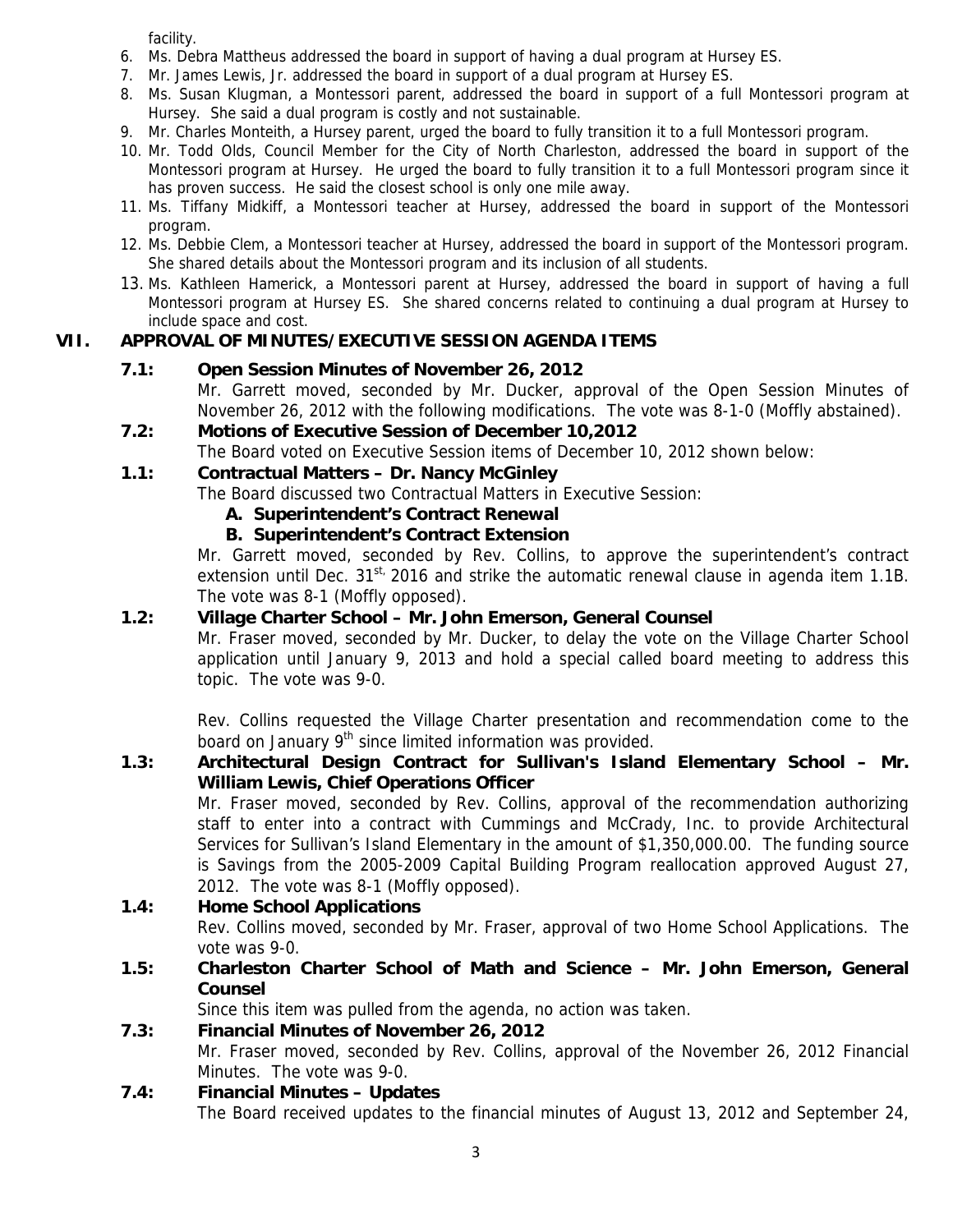facility.

6. Ms. Debra Mattheus addressed the board in support of having a dual program at Hursey ES.
7. Mr. James Lewis, Jr. addressed the board in support of a dual program at Hursey ES.
8. Ms. Susan Klugman, a Montessori parent, addressed the board in support of a full Montessori program at Hursey. She said a dual program is costly and not sustainable.
9. Mr. Charles Monteith, a Hursey parent, urged the board to fully transition it to a full Montessori program.
10. Mr. Todd Olds, Council Member for the City of North Charleston, addressed the board in support of the Montessori program at Hursey. He urged the board to fully transition it to a full Montessori program since it has proven success. He said the closest school is only one mile away.
11. Ms. Tiffany Midkiff, a Montessori teacher at Hursey, addressed the board in support of the Montessori program.
12. Ms. Debbie Clem, a Montessori teacher at Hursey, addressed the board in support of the Montessori program. She shared details about the Montessori program and its inclusion of all students.
13. Ms. Kathleen Hamerick, a Montessori parent at Hursey, addressed the board in support of having a full Montessori program at Hursey ES. She shared concerns related to continuing a dual program at Hursey to include space and cost.

## VII. APPROVAL OF MINUTES/EXECUTIVE SESSION AGENDA ITEMS

**7.1: Open Session Minutes of November 26, 2012**

Mr. Garrett moved, seconded by Mr. Ducker, approval of the Open Session Minutes of November 26, 2012 with the following modifications. The vote was 8-1-0 (Moffly abstained).

**7.2: Motions of Executive Session of December 10,2012**

The Board voted on Executive Session items of December 10, 2012 shown below:

**1.1: Contractual Matters – Dr. Nancy McGinley**

The Board discussed two Contractual Matters in Executive Session:

**A. Superintendent's Contract Renewal**

**B. Superintendent's Contract Extension**

Mr. Garrett moved, seconded by Rev. Collins, to approve the superintendent's contract extension until Dec. 31st, 2016 and strike the automatic renewal clause in agenda item 1.1B. The vote was 8-1 (Moffly opposed).

**1.2: Village Charter School – Mr. John Emerson, General Counsel**

Mr. Fraser moved, seconded by Mr. Ducker, to delay the vote on the Village Charter School application until January 9, 2013 and hold a special called board meeting to address this topic. The vote was 9-0.

Rev. Collins requested the Village Charter presentation and recommendation come to the board on January 9th since limited information was provided.

**1.3: Architectural Design Contract for Sullivan's Island Elementary School – Mr. William Lewis, Chief Operations Officer**

Mr. Fraser moved, seconded by Rev. Collins, approval of the recommendation authorizing staff to enter into a contract with Cummings and McCrady, Inc. to provide Architectural Services for Sullivan's Island Elementary in the amount of $1,350,000.00. The funding source is Savings from the 2005-2009 Capital Building Program reallocation approved August 27, 2012. The vote was 8-1 (Moffly opposed).

**1.4: Home School Applications**

Rev. Collins moved, seconded by Mr. Fraser, approval of two Home School Applications. The vote was 9-0.

**1.5: Charleston Charter School of Math and Science – Mr. John Emerson, General Counsel**

Since this item was pulled from the agenda, no action was taken.

**7.3: Financial Minutes of November 26, 2012**

Mr. Fraser moved, seconded by Rev. Collins, approval of the November 26, 2012 Financial Minutes. The vote was 9-0.

**7.4: Financial Minutes – Updates**

The Board received updates to the financial minutes of August 13, 2012 and September 24,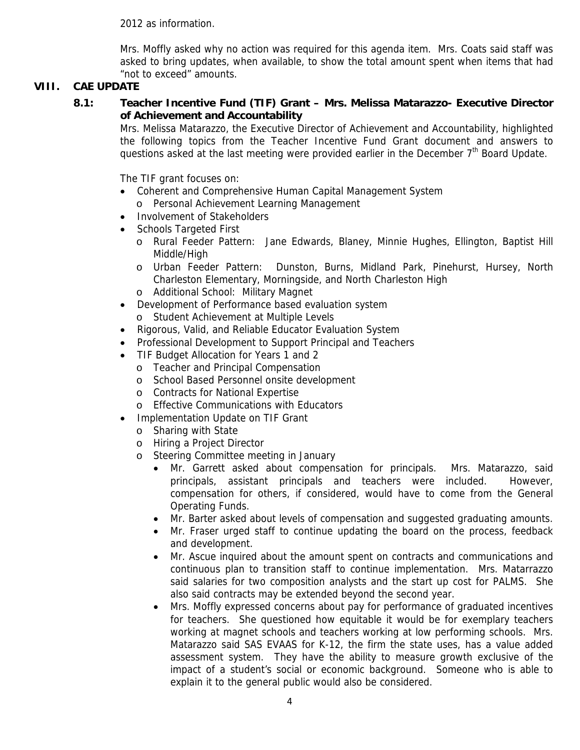2012 as information.

Mrs. Moffly asked why no action was required for this agenda item. Mrs. Coats said staff was asked to bring updates, when available, to show the total amount spent when items that had "not to exceed" amounts.

## VIII. CAE UPDATE

### 8.1: Teacher Incentive Fund (TIF) Grant – Mrs. Melissa Matarazzo- Executive Director of Achievement and Accountability

Mrs. Melissa Matarazzo, the Executive Director of Achievement and Accountability, highlighted the following topics from the Teacher Incentive Fund Grant document and answers to questions asked at the last meeting were provided earlier in the December 7th Board Update.

The TIF grant focuses on:

- Coherent and Comprehensive Human Capital Management System
  - Personal Achievement Learning Management
- Involvement of Stakeholders
- Schools Targeted First
  - Rural Feeder Pattern: Jane Edwards, Blaney, Minnie Hughes, Ellington, Baptist Hill Middle/High
  - Urban Feeder Pattern: Dunston, Burns, Midland Park, Pinehurst, Hursey, North Charleston Elementary, Morningside, and North Charleston High
  - Additional School: Military Magnet
- Development of Performance based evaluation system
  - Student Achievement at Multiple Levels
- Rigorous, Valid, and Reliable Educator Evaluation System
- Professional Development to Support Principal and Teachers
- TIF Budget Allocation for Years 1 and 2
  - Teacher and Principal Compensation
  - School Based Personnel onsite development
  - Contracts for National Expertise
  - Effective Communications with Educators
- Implementation Update on TIF Grant
  - Sharing with State
  - Hiring a Project Director
  - Steering Committee meeting in January
    - Mr. Garrett asked about compensation for principals. Mrs. Matarazzo, said principals, assistant principals and teachers were included. However, compensation for others, if considered, would have to come from the General Operating Funds.
    - Mr. Barter asked about levels of compensation and suggested graduating amounts.
    - Mr. Fraser urged staff to continue updating the board on the process, feedback and development.
    - Mr. Ascue inquired about the amount spent on contracts and communications and continuous plan to transition staff to continue implementation. Mrs. Matarrazzo said salaries for two composition analysts and the start up cost for PALMS. She also said contracts may be extended beyond the second year.
    - Mrs. Moffly expressed concerns about pay for performance of graduated incentives for teachers. She questioned how equitable it would be for exemplary teachers working at magnet schools and teachers working at low performing schools. Mrs. Matarazzo said SAS EVAAS for K-12, the firm the state uses, has a value added assessment system. They have the ability to measure growth exclusive of the impact of a student's social or economic background. Someone who is able to explain it to the general public would also be considered.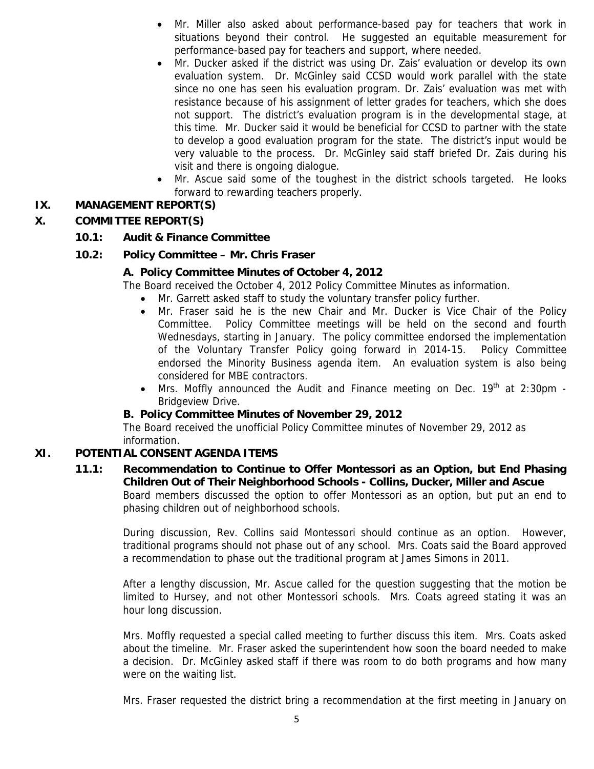- Mr. Miller also asked about performance-based pay for teachers that work in situations beyond their control. He suggested an equitable measurement for performance-based pay for teachers and support, where needed.
- Mr. Ducker asked if the district was using Dr. Zais' evaluation or develop its own evaluation system. Dr. McGinley said CCSD would work parallel with the state since no one has seen his evaluation program. Dr. Zais' evaluation was met with resistance because of his assignment of letter grades for teachers, which she does not support. The district's evaluation program is in the developmental stage, at this time. Mr. Ducker said it would be beneficial for CCSD to partner with the state to develop a good evaluation program for the state. The district's input would be very valuable to the process. Dr. McGinley said staff briefed Dr. Zais during his visit and there is ongoing dialogue.
- Mr. Ascue said some of the toughest in the district schools targeted. He looks forward to rewarding teachers properly.

## IX. MANAGEMENT REPORT(S)

## X. COMMITTEE REPORT(S)

### 10.1: Audit & Finance Committee

### 10.2: Policy Committee – Mr. Chris Fraser

**A. Policy Committee Minutes of October 4, 2012**

The Board received the October 4, 2012 Policy Committee Minutes as information.

- Mr. Garrett asked staff to study the voluntary transfer policy further.
- Mr. Fraser said he is the new Chair and Mr. Ducker is Vice Chair of the Policy Committee. Policy Committee meetings will be held on the second and fourth Wednesdays, starting in January. The policy committee endorsed the implementation of the Voluntary Transfer Policy going forward in 2014-15. Policy Committee endorsed the Minority Business agenda item. An evaluation system is also being considered for MBE contractors.
- Mrs. Moffly announced the Audit and Finance meeting on Dec. 19th at 2:30pm - Bridgeview Drive.

**B. Policy Committee Minutes of November 29, 2012**

The Board received the unofficial Policy Committee minutes of November 29, 2012 as information.

## XI. POTENTIAL CONSENT AGENDA ITEMS

### 11.1: Recommendation to Continue to Offer Montessori as an Option, but End Phasing Children Out of Their Neighborhood Schools - Collins, Ducker, Miller and Ascue

Board members discussed the option to offer Montessori as an option, but put an end to phasing children out of neighborhood schools.

During discussion, Rev. Collins said Montessori should continue as an option. However, traditional programs should not phase out of any school. Mrs. Coats said the Board approved a recommendation to phase out the traditional program at James Simons in 2011.

After a lengthy discussion, Mr. Ascue called for the question suggesting that the motion be limited to Hursey, and not other Montessori schools. Mrs. Coats agreed stating it was an hour long discussion.

Mrs. Moffly requested a special called meeting to further discuss this item. Mrs. Coats asked about the timeline. Mr. Fraser asked the superintendent how soon the board needed to make a decision. Dr. McGinley asked staff if there was room to do both programs and how many were on the waiting list.

Mrs. Fraser requested the district bring a recommendation at the first meeting in January on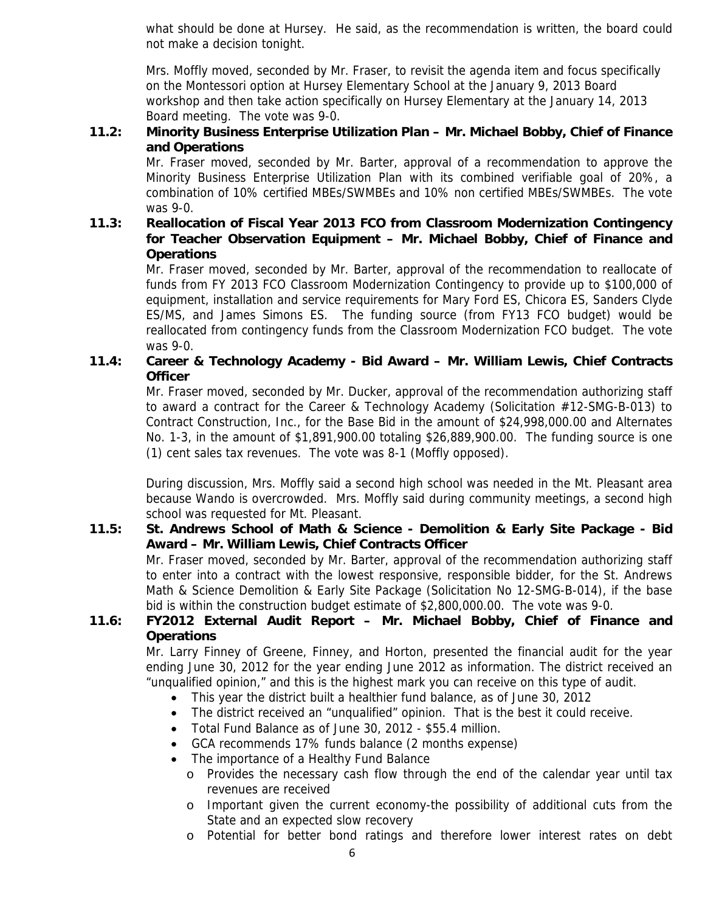what should be done at Hursey. He said, as the recommendation is written, the board could not make a decision tonight.

Mrs. Moffly moved, seconded by Mr. Fraser, to revisit the agenda item and focus specifically on the Montessori option at Hursey Elementary School at the January 9, 2013 Board workshop and then take action specifically on Hursey Elementary at the January 14, 2013 Board meeting. The vote was 9-0.

**11.2: Minority Business Enterprise Utilization Plan – Mr. Michael Bobby, Chief of Finance and Operations**

Mr. Fraser moved, seconded by Mr. Barter, approval of a recommendation to approve the Minority Business Enterprise Utilization Plan with its combined verifiable goal of 20%, a combination of 10% certified MBEs/SWMBEs and 10% non certified MBEs/SWMBEs. The vote was 9-0.

**11.3: Reallocation of Fiscal Year 2013 FCO from Classroom Modernization Contingency for Teacher Observation Equipment – Mr. Michael Bobby, Chief of Finance and Operations**

Mr. Fraser moved, seconded by Mr. Barter, approval of the recommendation to reallocate of funds from FY 2013 FCO Classroom Modernization Contingency to provide up to $100,000 of equipment, installation and service requirements for Mary Ford ES, Chicora ES, Sanders Clyde ES/MS, and James Simons ES. The funding source (from FY13 FCO budget) would be reallocated from contingency funds from the Classroom Modernization FCO budget. The vote was 9-0.

**11.4: Career & Technology Academy - Bid Award – Mr. William Lewis, Chief Contracts Officer**

Mr. Fraser moved, seconded by Mr. Ducker, approval of the recommendation authorizing staff to award a contract for the Career & Technology Academy (Solicitation #12-SMG-B-013) to Contract Construction, Inc., for the Base Bid in the amount of $24,998,000.00 and Alternates No. 1-3, in the amount of $1,891,900.00 totaling $26,889,900.00. The funding source is one (1) cent sales tax revenues. The vote was 8-1 (Moffly opposed).

During discussion, Mrs. Moffly said a second high school was needed in the Mt. Pleasant area because Wando is overcrowded. Mrs. Moffly said during community meetings, a second high school was requested for Mt. Pleasant.

**11.5: St. Andrews School of Math & Science - Demolition & Early Site Package - Bid Award – Mr. William Lewis, Chief Contracts Officer**

Mr. Fraser moved, seconded by Mr. Barter, approval of the recommendation authorizing staff to enter into a contract with the lowest responsive, responsible bidder, for the St. Andrews Math & Science Demolition & Early Site Package (Solicitation No 12-SMG-B-014), if the base bid is within the construction budget estimate of $2,800,000.00. The vote was 9-0.

**11.6: FY2012 External Audit Report – Mr. Michael Bobby, Chief of Finance and Operations**

Mr. Larry Finney of Greene, Finney, and Horton, presented the financial audit for the year ending June 30, 2012 for the year ending June 2012 as information. The district received an "unqualified opinion," and this is the highest mark you can receive on this type of audit.

- This year the district built a healthier fund balance, as of June 30, 2012
- The district received an "unqualified" opinion. That is the best it could receive.
- Total Fund Balance as of June 30, 2012 - $55.4 million.
- GCA recommends 17% funds balance (2 months expense)
- The importance of a Healthy Fund Balance
  - Provides the necessary cash flow through the end of the calendar year until tax revenues are received
  - Important given the current economy-the possibility of additional cuts from the State and an expected slow recovery
  - Potential for better bond ratings and therefore lower interest rates on debt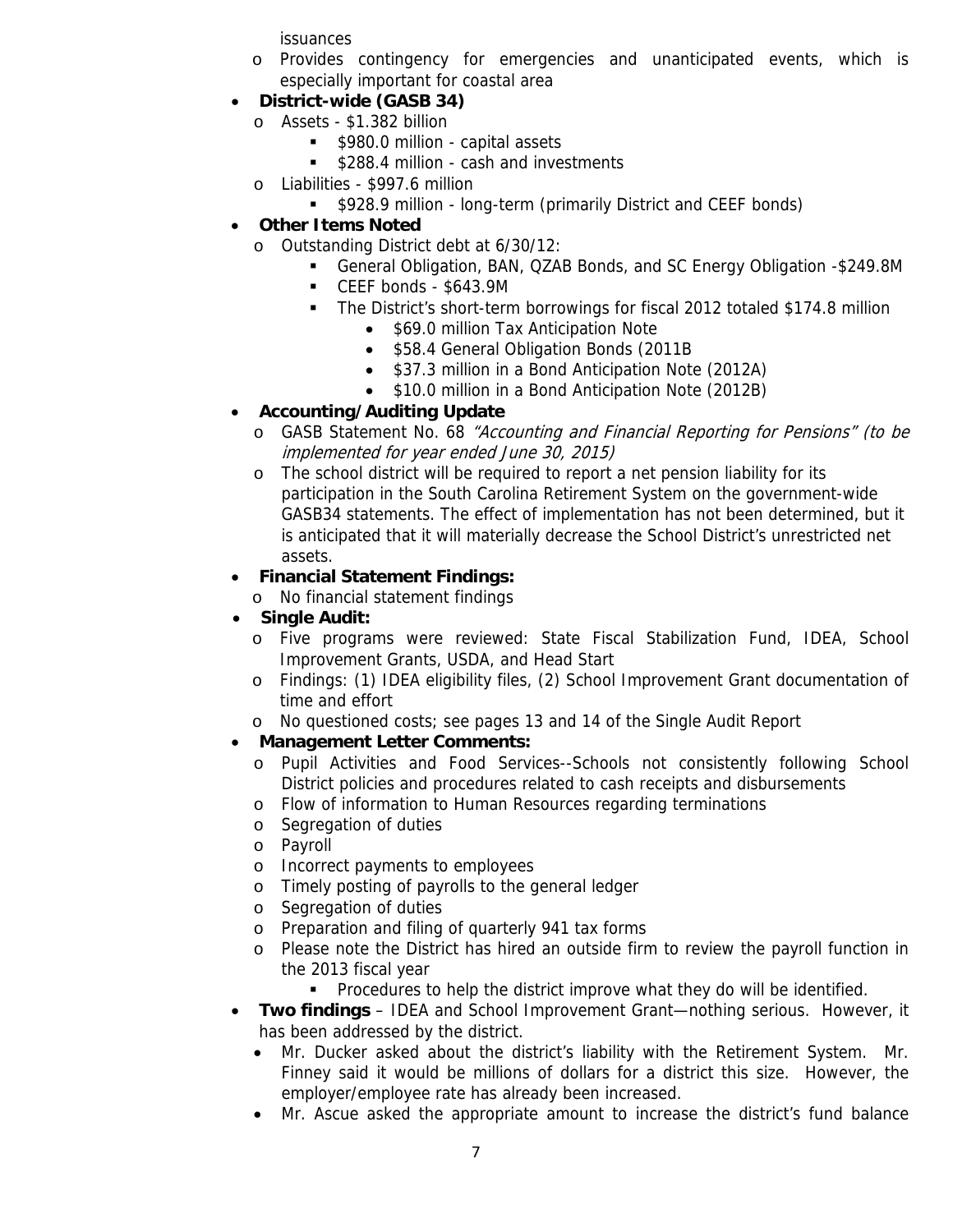issuances

  - Provides contingency for emergencies and unanticipated events, which is especially important for coastal area
- **District-wide (GASB 34)**
  - Assets - $1.382 billion
    - $980.0 million - capital assets
    - $288.4 million - cash and investments
  - Liabilities - $997.6 million
    - $928.9 million - long-term (primarily District and CEEF bonds)
- **Other Items Noted**
  - Outstanding District debt at 6/30/12:
    - General Obligation, BAN, QZAB Bonds, and SC Energy Obligation -$249.8M
    - CEEF bonds - $643.9M
    - The District's short-term borrowings for fiscal 2012 totaled $174.8 million
      - $69.0 million Tax Anticipation Note
      - $58.4 General Obligation Bonds (2011B
      - $37.3 million in a Bond Anticipation Note (2012A)
      - $10.0 million in a Bond Anticipation Note (2012B)
- **Accounting/Auditing Update**
  - GASB Statement No. 68 *"Accounting and Financial Reporting for Pensions" (to be implemented for year ended June 30, 2015)*
  - The school district will be required to report a net pension liability for its participation in the South Carolina Retirement System on the government-wide GASB34 statements. The effect of implementation has not been determined, but it is anticipated that it will materially decrease the School District's unrestricted net assets.
- **Financial Statement Findings:**
  - No financial statement findings
- **Single Audit:**
  - Five programs were reviewed: State Fiscal Stabilization Fund, IDEA, School Improvement Grants, USDA, and Head Start
  - Findings: (1) IDEA eligibility files, (2) School Improvement Grant documentation of time and effort
  - No questioned costs; see pages 13 and 14 of the Single Audit Report
- **Management Letter Comments:**
  - Pupil Activities and Food Services--Schools not consistently following School District policies and procedures related to cash receipts and disbursements
  - Flow of information to Human Resources regarding terminations
  - Segregation of duties
  - Payroll
  - Incorrect payments to employees
  - Timely posting of payrolls to the general ledger
  - Segregation of duties
  - Preparation and filing of quarterly 941 tax forms
  - Please note the District has hired an outside firm to review the payroll function in the 2013 fiscal year
    - Procedures to help the district improve what they do will be identified.
- **Two findings** – IDEA and School Improvement Grant—nothing serious. However, it has been addressed by the district.
  - Mr. Ducker asked about the district's liability with the Retirement System. Mr. Finney said it would be millions of dollars for a district this size. However, the employer/employee rate has already been increased.
  - Mr. Ascue asked the appropriate amount to increase the district's fund balance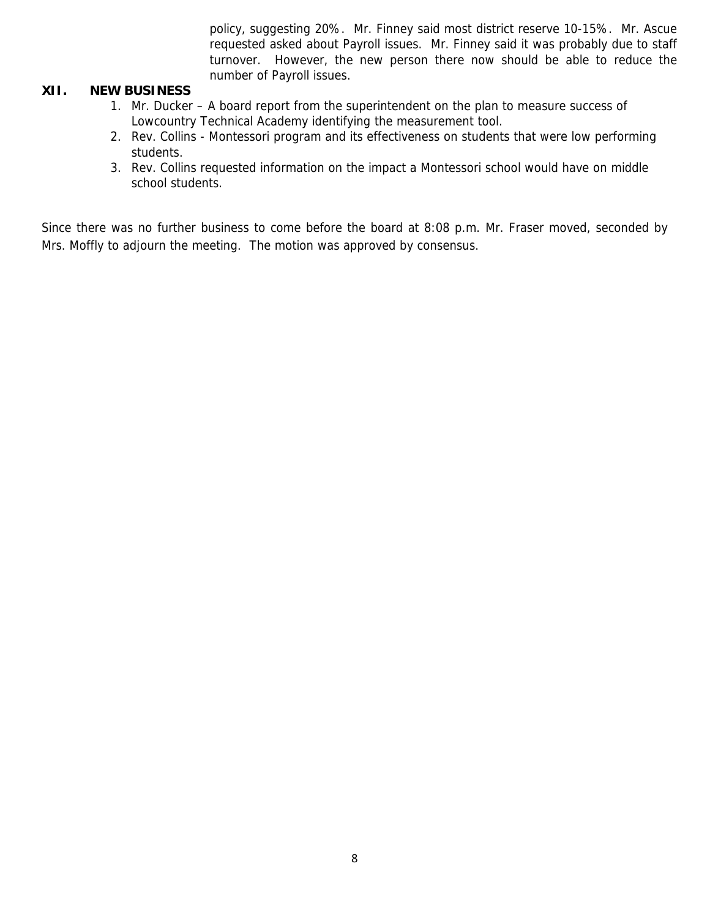policy, suggesting 20%. Mr. Finney said most district reserve 10-15%. Mr. Ascue requested asked about Payroll issues. Mr. Finney said it was probably due to staff turnover. However, the new person there now should be able to reduce the number of Payroll issues.

## XII. NEW BUSINESS

1. Mr. Ducker – A board report from the superintendent on the plan to measure success of Lowcountry Technical Academy identifying the measurement tool.
2. Rev. Collins - Montessori program and its effectiveness on students that were low performing students.
3. Rev. Collins requested information on the impact a Montessori school would have on middle school students.

Since there was no further business to come before the board at 8:08 p.m. Mr. Fraser moved, seconded by Mrs. Moffly to adjourn the meeting. The motion was approved by consensus.